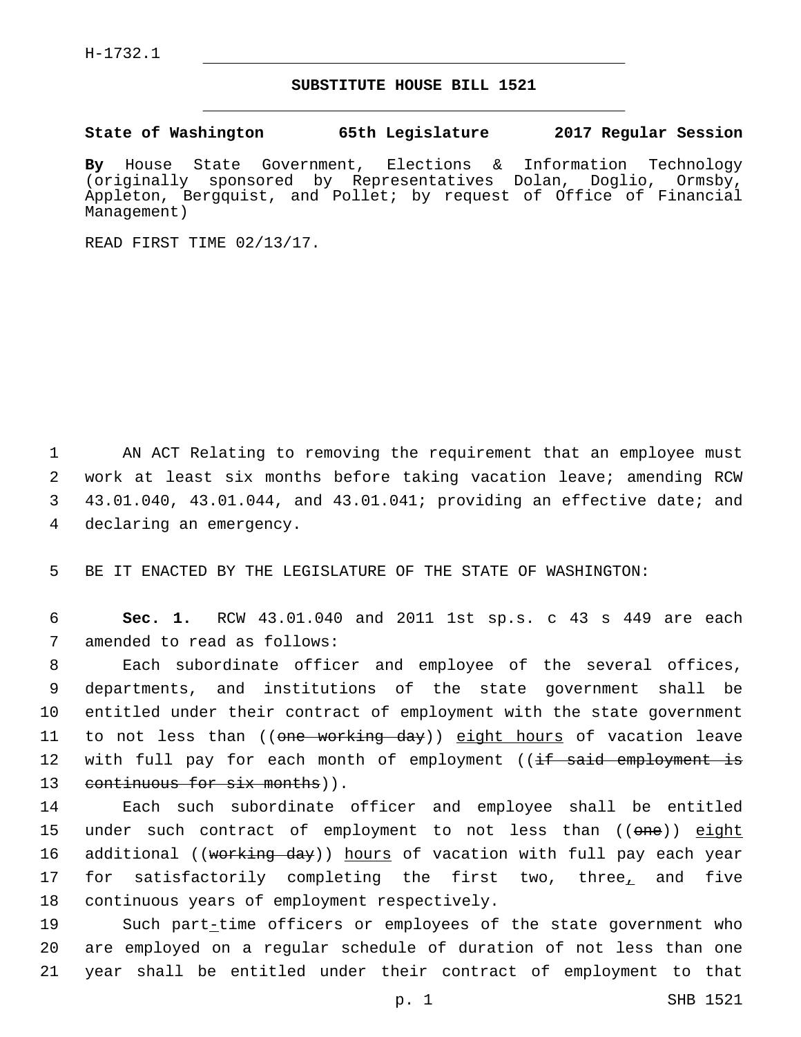H-1732.1

# SUBSTITUTE HOUSE BILL 1521

**State of Washington 65th Legislature 2017 Regular Session**

**By** House State Government, Elections & Information Technology (originally sponsored by Representatives Dolan, Doglio, Ormsby, Appleton, Bergquist, and Pollet; by request of Office of Financial Management)

READ FIRST TIME 02/13/17.

AN ACT Relating to removing the requirement that an employee must work at least six months before taking vacation leave; amending RCW 43.01.040, 43.01.044, and 43.01.041; providing an effective date; and declaring an emergency.

BE IT ENACTED BY THE LEGISLATURE OF THE STATE OF WASHINGTON:

**Sec. 1.** RCW 43.01.040 and 2011 1st sp.s. c 43 s 449 are each amended to read as follows:

Each subordinate officer and employee of the several offices, departments, and institutions of the state government shall be entitled under their contract of employment with the state government to not less than ((~~one working day~~)) <u>eight hours</u> of vacation leave with full pay for each month of employment ((~~if said employment is continuous for six months~~)).

Each such subordinate officer and employee shall be entitled under such contract of employment to not less than ((~~one~~)) <u>eight</u> additional ((~~working day~~)) <u>hours</u> of vacation with full pay each year for satisfactorily completing the first two, three<u>,</u> and five continuous years of employment respectively.

Such part<u>-</u>time officers or employees of the state government who are employed on a regular schedule of duration of not less than one year shall be entitled under their contract of employment to that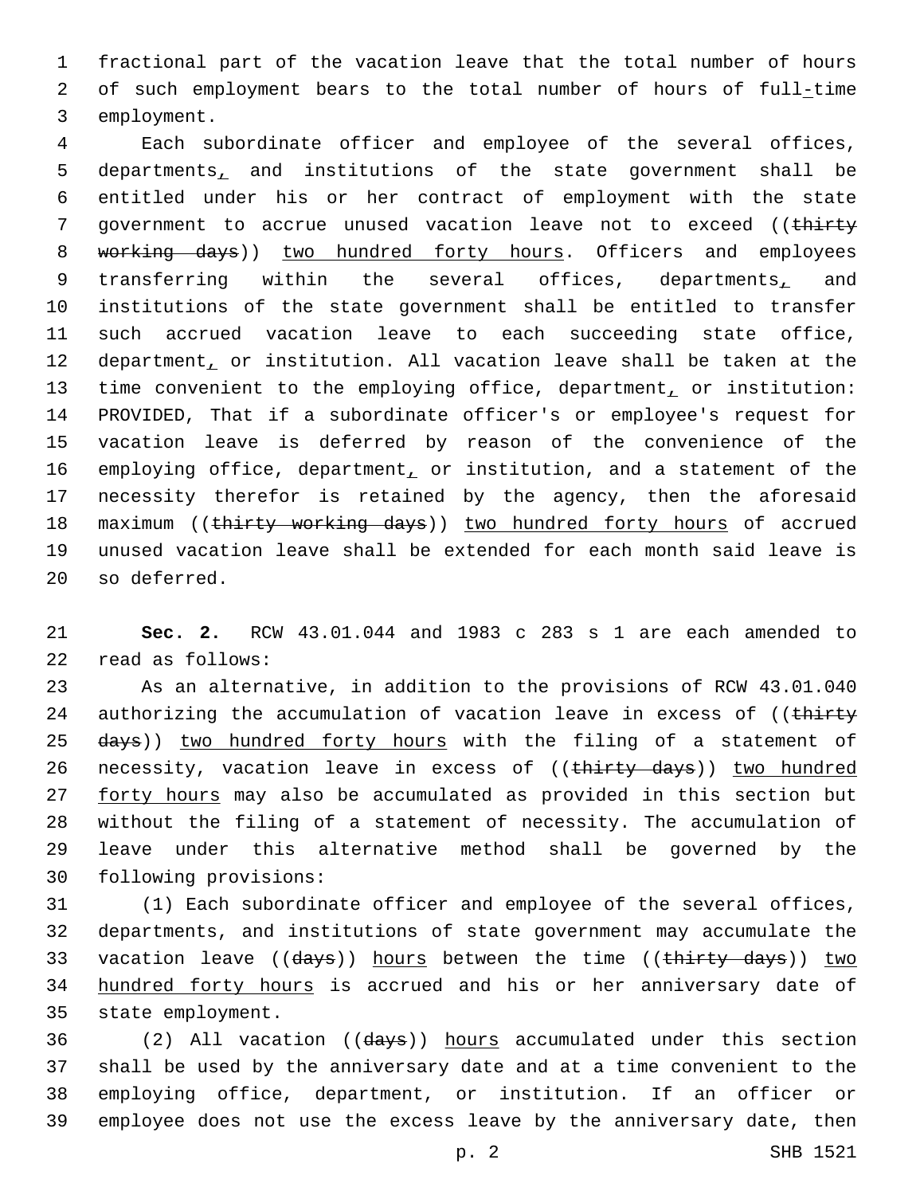fractional part of the vacation leave that the total number of hours of such employment bears to the total number of hours of full-time employment.

Each subordinate officer and employee of the several offices, departments, and institutions of the state government shall be entitled under his or her contract of employment with the state government to accrue unused vacation leave not to exceed ((~~thirty working days~~)) <u>two hundred forty hours</u>. Officers and employees transferring within the several offices, departments, and institutions of the state government shall be entitled to transfer such accrued vacation leave to each succeeding state office, department, or institution. All vacation leave shall be taken at the time convenient to the employing office, department, or institution: PROVIDED, That if a subordinate officer's or employee's request for vacation leave is deferred by reason of the convenience of the employing office, department, or institution, and a statement of the necessity therefor is retained by the agency, then the aforesaid maximum ((~~thirty working days~~)) <u>two hundred forty hours</u> of accrued unused vacation leave shall be extended for each month said leave is so deferred.

**Sec. 2.** RCW 43.01.044 and 1983 c 283 s 1 are each amended to read as follows:

As an alternative, in addition to the provisions of RCW 43.01.040 authorizing the accumulation of vacation leave in excess of ((~~thirty days~~)) <u>two hundred forty hours</u> with the filing of a statement of necessity, vacation leave in excess of ((~~thirty days~~)) <u>two hundred forty hours</u> may also be accumulated as provided in this section but without the filing of a statement of necessity. The accumulation of leave under this alternative method shall be governed by the following provisions:

(1) Each subordinate officer and employee of the several offices, departments, and institutions of state government may accumulate the vacation leave ((~~days~~)) <u>hours</u> between the time ((~~thirty days~~)) <u>two hundred forty hours</u> is accrued and his or her anniversary date of state employment.

(2) All vacation ((~~days~~)) <u>hours</u> accumulated under this section shall be used by the anniversary date and at a time convenient to the employing office, department, or institution. If an officer or employee does not use the excess leave by the anniversary date, then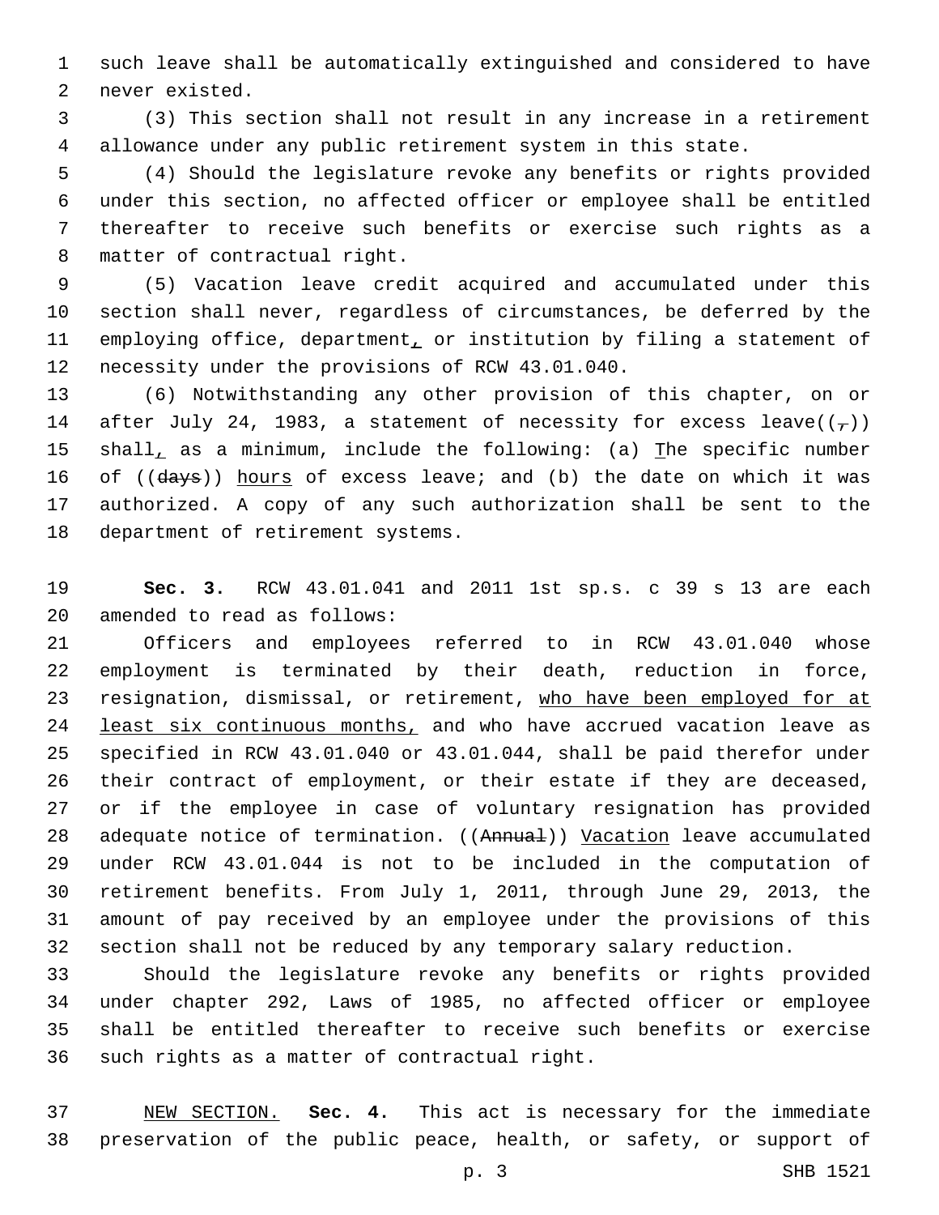such leave shall be automatically extinguished and considered to have never existed.

(3) This section shall not result in any increase in a retirement allowance under any public retirement system in this state.

(4) Should the legislature revoke any benefits or rights provided under this section, no affected officer or employee shall be entitled thereafter to receive such benefits or exercise such rights as a matter of contractual right.

(5) Vacation leave credit acquired and accumulated under this section shall never, regardless of circumstances, be deferred by the employing office, department, or institution by filing a statement of necessity under the provisions of RCW 43.01.040.

(6) Notwithstanding any other provision of this chapter, on or after July 24, 1983, a statement of necessity for excess leave((~~,~~)) shall, as a minimum, include the following: (a) The specific number of ((~~days~~)) hours of excess leave; and (b) the date on which it was authorized. A copy of any such authorization shall be sent to the department of retirement systems.

**Sec. 3.** RCW 43.01.041 and 2011 1st sp.s. c 39 s 13 are each amended to read as follows:

Officers and employees referred to in RCW 43.01.040 whose employment is terminated by their death, reduction in force, resignation, dismissal, or retirement, who have been employed for at least six continuous months, and who have accrued vacation leave as specified in RCW 43.01.040 or 43.01.044, shall be paid therefor under their contract of employment, or their estate if they are deceased, or if the employee in case of voluntary resignation has provided adequate notice of termination. ((~~Annual~~)) Vacation leave accumulated under RCW 43.01.044 is not to be included in the computation of retirement benefits. From July 1, 2011, through June 29, 2013, the amount of pay received by an employee under the provisions of this section shall not be reduced by any temporary salary reduction.

Should the legislature revoke any benefits or rights provided under chapter 292, Laws of 1985, no affected officer or employee shall be entitled thereafter to receive such benefits or exercise such rights as a matter of contractual right.

NEW SECTION. **Sec. 4.** This act is necessary for the immediate preservation of the public peace, health, or safety, or support of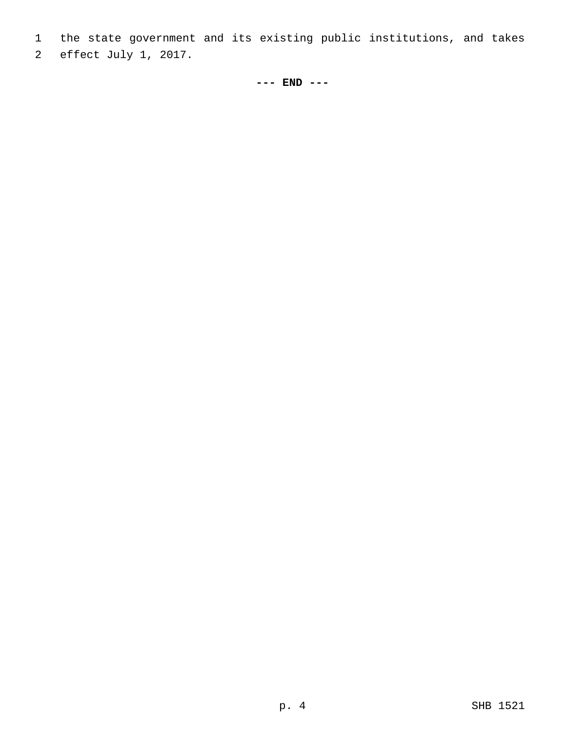the state government and its existing public institutions, and takes effect July 1, 2017.

**--- END ---**